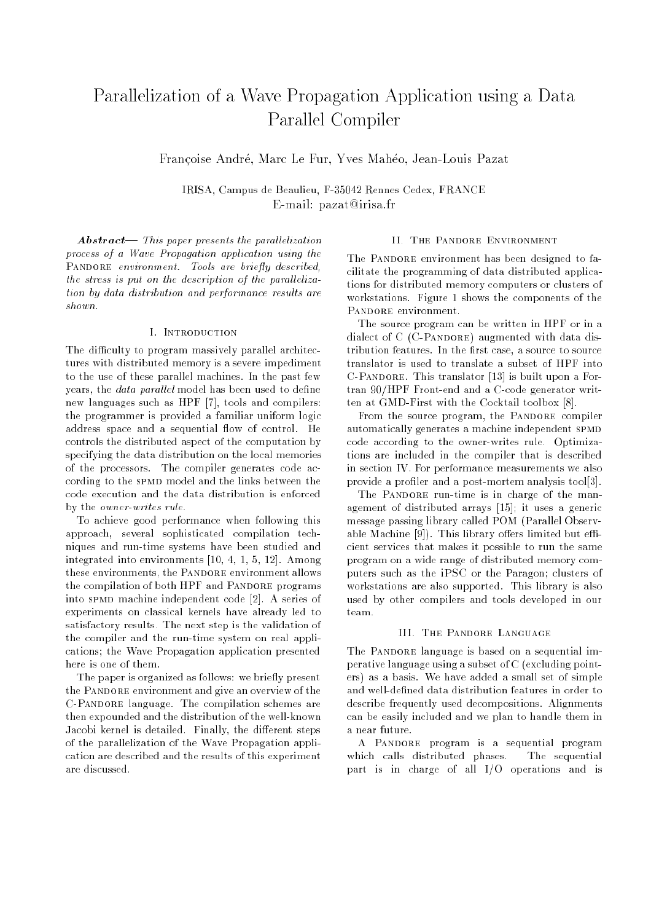# Parallelization of a Wave Propagation Application using a Data Parallel Compiler

Françoise André, Marc Le Fur, Yves Mahéo, Jean-Louis Pazat

IRISA, Campus de Beaulieu, F-35042 Rennes Cedex, FRANCE
E-mail: pazat@irisa.fr

***Abstract***— *This paper presents the parallelization process of a Wave Propagation application using the* Pandore *environment. Tools are briefly described, the stress is put on the description of the parallelization by data distribution and performance results are shown.*

## I. Introduction

The difficulty to program massively parallel architectures with distributed memory is a severe impediment to the use of these parallel machines. In the past few years, the *data parallel* model has been used to define new languages such as HPF [7], tools and compilers: the programmer is provided a familiar uniform logic address space and a sequential flow of control. He controls the distributed aspect of the computation by specifying the data distribution on the local memories of the processors. The compiler generates code according to the SPMD model and the links between the code execution and the data distribution is enforced by the *owner-writes rule*.

To achieve good performance when following this approach, several sophisticated compilation techniques and run-time systems have been studied and integrated into environments [10, 4, 1, 5, 12]. Among these environments, the Pandore environment allows the compilation of both HPF and Pandore programs into SPMD machine independent code [2]. A series of experiments on classical kernels have already led to satisfactory results. The next step is the validation of the compiler and the run-time system on real applications; the Wave Propagation application presented here is one of them.

The paper is organized as follows: we briefly present the Pandore environment and give an overview of the C-Pandore language. The compilation schemes are then expounded and the distribution of the well-known Jacobi kernel is detailed. Finally, the different steps of the parallelization of the Wave Propagation application are described and the results of this experiment are discussed.

## II. The Pandore Environment

The Pandore environment has been designed to facilitate the programming of data distributed applications for distributed memory computers or clusters of workstations. Figure 1 shows the components of the Pandore environment.

The source program can be written in HPF or in a dialect of C (C-Pandore) augmented with data distribution features. In the first case, a source to source translator is used to translate a subset of HPF into C-Pandore. This translator [13] is built upon a Fortran 90/HPF Front-end and a C-code generator written at GMD-First with the Cocktail toolbox [8].

From the source program, the Pandore compiler automatically generates a machine independent SPMD code according to the owner-writes rule. Optimizations are included in the compiler that is described in section IV. For performance measurements we also provide a profiler and a post-mortem analysis tool[3].

The Pandore run-time is in charge of the management of distributed arrays [15]; it uses a generic message passing library called POM (Parallel Observable Machine [9]). This library offers limited but efficient services that makes it possible to run the same program on a wide range of distributed memory computers such as the iPSC or the Paragon; clusters of workstations are also supported. This library is also used by other compilers and tools developed in our team.

## III. The Pandore Language

The Pandore language is based on a sequential imperative language using a subset of C (excluding pointers) as a basis. We have added a small set of simple and well-defined data distribution features in order to describe frequently used decompositions. Alignments can be easily included and we plan to handle them in a near future.

A Pandore program is a sequential program which calls distributed phases. The sequential part is in charge of all I/O operations and is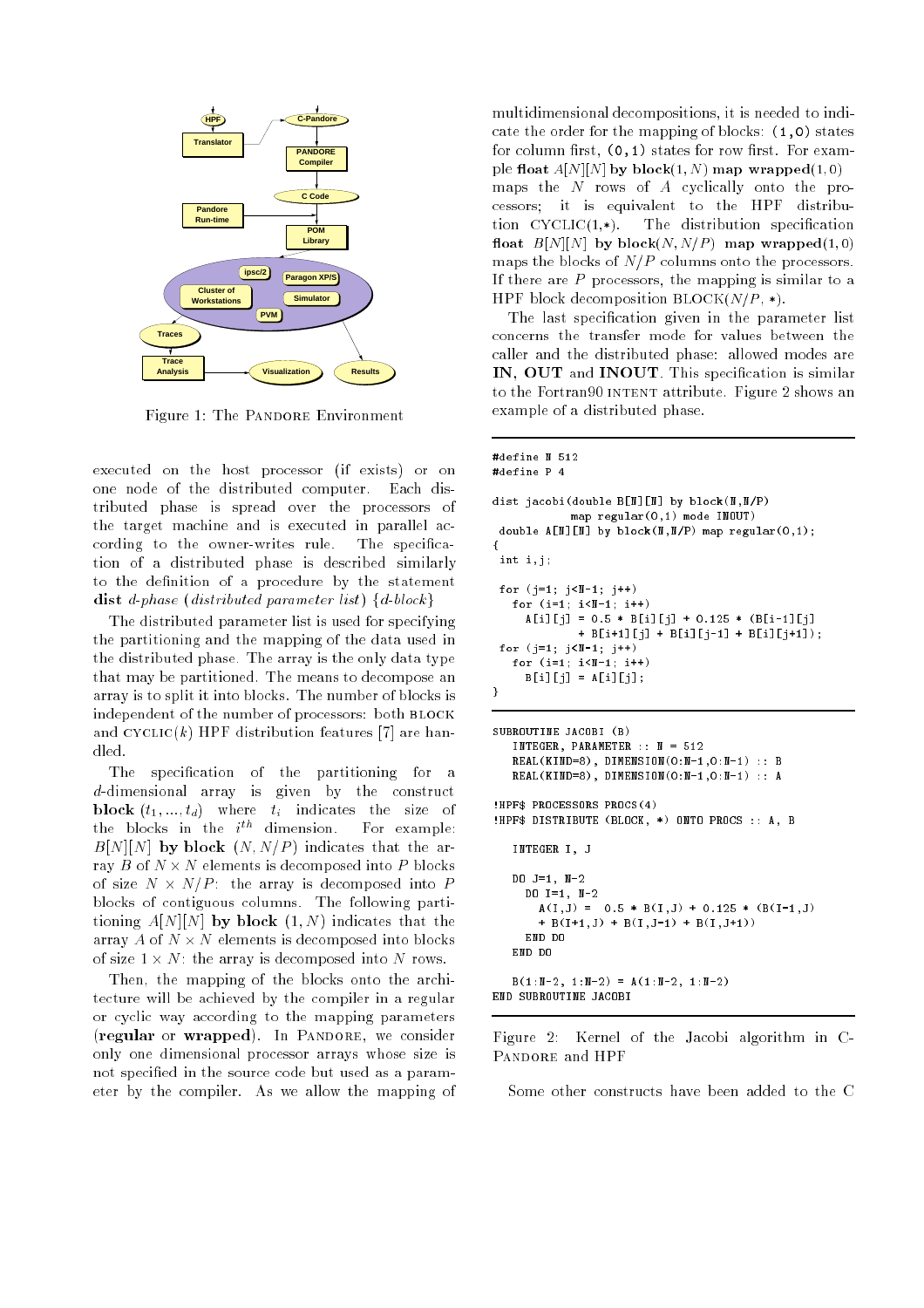Figure 1: The PANDORE Environment

executed on the host processor (if exists) or on one node of the distributed computer. Each distributed phase is spread over the processors of the target machine and is executed in parallel according to the owner-writes rule. The specification of a distributed phase is described similarly to the definition of a procedure by the statement **dist** *d-phase* (*distributed parameter list*) {*d-block*}

The distributed parameter list is used for specifying the partitioning and the mapping of the data used in the distributed phase. The array is the only data type that may be partitioned. The means to decompose an array is to split it into blocks. The number of blocks is independent of the number of processors: both BLOCK and CYCLIC($k$) HPF distribution features [7] are handled.

The specification of the partitioning for a $d$-dimensional array is given by the construct **block** $(t_1, ..., t_d)$ where $t_i$ indicates the size of the blocks in the $i^{th}$ dimension. For example: $B[N][N]$ **by block** $(N, N/P)$ indicates that the array $B$ of $N \times N$ elements is decomposed into $P$ blocks of size $N \times N/P$: the array is decomposed into $P$ blocks of contiguous columns. The following partitioning $A[N][N]$ **by block** $(1, N)$ indicates that the array $A$ of $N \times N$ elements is decomposed into blocks of size $1 \times N$: the array is decomposed into $N$ rows.

Then, the mapping of the blocks onto the architecture will be achieved by the compiler in a regular or cyclic way according to the mapping parameters (**regular** or **wrapped**). In PANDORE, we consider only one dimensional processor arrays whose size is not specified in the source code but used as a parameter by the compiler. As we allow the mapping of multidimensional decompositions, it is needed to indicate the order for the mapping of blocks: `(1,0)` states for column first, `(0,1)` states for row first. For example **float** $A[N][N]$ **by block**$(1, N)$ **map wrapped**$(1, 0)$ maps the $N$ rows of $A$ cyclically onto the processors; it is equivalent to the HPF distribution CYCLIC(1,*). The distribution specification **float** $B[N][N]$ **by block**$(N, N/P)$ **map wrapped**$(1, 0)$ maps the blocks of $N/P$ columns onto the processors. If there are $P$ processors, the mapping is similar to a HPF block decomposition BLOCK($N/P$, *).

The last specification given in the parameter list concerns the transfer mode for values between the caller and the distributed phase: allowed modes are **IN**, **OUT** and **INOUT**. This specification is similar to the Fortran90 INTENT attribute. Figure 2 shows an example of a distributed phase.

```
#define N 512
#define P 4

dist jacobi(double B[N][N] by block(N,N/P)
            map regular(0,1) mode INOUT)
 double A[N][N] by block(N,N/P) map regular(0,1);
{
 int i,j;

 for (j=1; j<N-1; j++)
   for (i=1; i<N-1; i++)
     A[i][j] = 0.5 * B[i][j] + 0.125 * (B[i-1][j]
             + B[i+1][j] + B[i][j-1] + B[i][j+1]);
 for (j=1; j<N-1; j++)
   for (i=1; i<N-1; i++)
     B[i][j] = A[i][j];
}
```

```
SUBROUTINE JACOBI (B)
   INTEGER, PARAMETER :: N = 512
   REAL(KIND=8), DIMENSION(0:N-1,0:N-1) :: B
   REAL(KIND=8), DIMENSION(0:N-1,0:N-1) :: A

!HPF$ PROCESSORS PROCS(4)
!HPF$ DISTRIBUTE (BLOCK, *) ONTO PROCS :: A, B

   INTEGER I, J

   DO J=1, N-2
     DO I=1, N-2
       A(I,J) =  0.5 * B(I,J) + 0.125 * (B(I-1,J)
       + B(I+1,J) + B(I,J-1) + B(I,J+1))
     END DO
   END DO

   B(1:N-2, 1:N-2) = A(1:N-2, 1:N-2)
END SUBROUTINE JACOBI
```

Figure 2: Kernel of the Jacobi algorithm in C-PANDORE and HPF

Some other constructs have been added to the C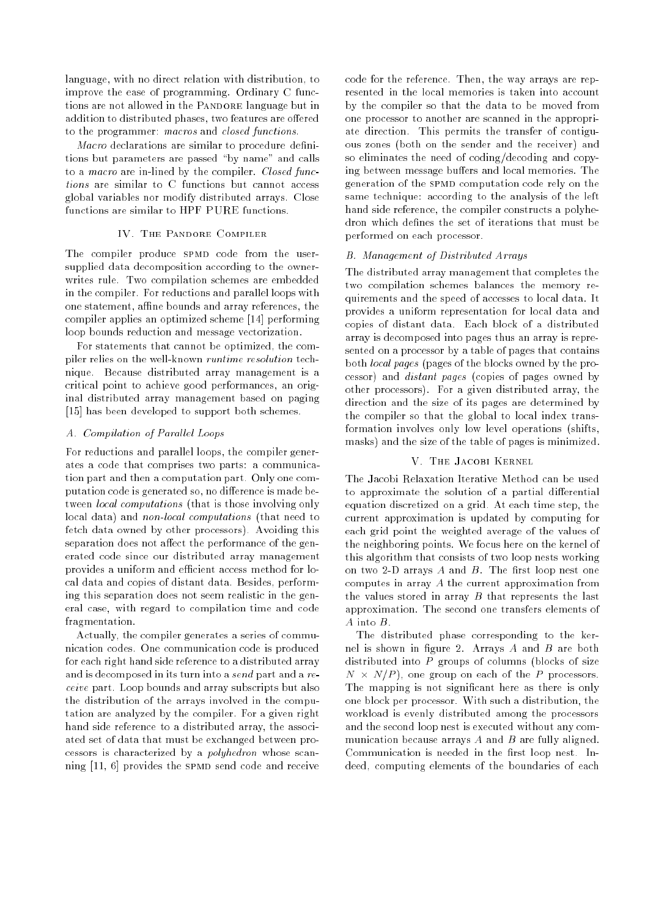language, with no direct relation with distribution, to improve the ease of programming. Ordinary C functions are not allowed in the Pandore language but in addition to distributed phases, two features are offered to the programmer: *macros* and *closed functions*.

*Macro* declarations are similar to procedure definitions but parameters are passed "by name" and calls to a *macro* are in-lined by the compiler. *Closed functions* are similar to C functions but cannot access global variables nor modify distributed arrays. Close functions are similar to HPF PURE functions.

## IV. The Pandore Compiler

The compiler produce SPMD code from the user-supplied data decomposition according to the owner-writes rule. Two compilation schemes are embedded in the compiler. For reductions and parallel loops with one statement, affine bounds and array references, the compiler applies an optimized scheme [14] performing loop bounds reduction and message vectorization.

For statements that cannot be optimized, the compiler relies on the well-known *runtime resolution* technique. Because distributed array management is a critical point to achieve good performances, an original distributed array management based on paging [15] has been developed to support both schemes.

### A. Compilation of Parallel Loops

For reductions and parallel loops, the compiler generates a code that comprises two parts: a communication part and then a computation part. Only one computation code is generated so, no difference is made between *local computations* (that is those involving only local data) and *non-local computations* (that need to fetch data owned by other processors). Avoiding this separation does not affect the performance of the generated code since our distributed array management provides a uniform and efficient access method for local data and copies of distant data. Besides, performing this separation does not seem realistic in the general case, with regard to compilation time and code fragmentation.

Actually, the compiler generates a series of communication codes. One communication code is produced for each right hand side reference to a distributed array and is decomposed in its turn into a *send* part and a *receive* part. Loop bounds and array subscripts but also the distribution of the arrays involved in the computation are analyzed by the compiler. For a given right hand side reference to a distributed array, the associated set of data that must be exchanged between processors is characterized by a *polyhedron* whose scanning [11, 6] provides the SPMD send code and receive code for the reference. Then, the way arrays are represented in the local memories is taken into account by the compiler so that the data to be moved from one processor to another are scanned in the appropriate direction. This permits the transfer of contiguous zones (both on the sender and the receiver) and so eliminates the need of coding/decoding and copying between message buffers and local memories. The generation of the SPMD computation code rely on the same technique: according to the analysis of the left hand side reference, the compiler constructs a polyhedron which defines the set of iterations that must be performed on each processor.

### B. Management of Distributed Arrays

The distributed array management that completes the two compilation schemes balances the memory requirements and the speed of accesses to local data. It provides a uniform representation for local data and copies of distant data. Each block of a distributed array is decomposed into pages thus an array is represented on a processor by a table of pages that contains both *local pages* (pages of the blocks owned by the processor) and *distant pages* (copies of pages owned by other processors). For a given distributed array, the direction and the size of its pages are determined by the compiler so that the global to local index transformation involves only low level operations (shifts, masks) and the size of the table of pages is minimized.

## V. The Jacobi Kernel

The Jacobi Relaxation Iterative Method can be used to approximate the solution of a partial differential equation discretized on a grid. At each time step, the current approximation is updated by computing for each grid point the weighted average of the values of the neighboring points. We focus here on the kernel of this algorithm that consists of two loop nests working on two 2-D arrays $A$ and $B$. The first loop nest one computes in array $A$ the current approximation from the values stored in array $B$ that represents the last approximation. The second one transfers elements of $A$ into $B$.

The distributed phase corresponding to the kernel is shown in figure 2. Arrays $A$ and $B$ are both distributed into $P$ groups of columns (blocks of size $N \times N/P$), one group on each of the $P$ processors. The mapping is not significant here as there is only one block per processor. With such a distribution, the workload is evenly distributed among the processors and the second loop nest is executed without any communication because arrays $A$ and $B$ are fully aligned. Communication is needed in the first loop nest. Indeed, computing elements of the boundaries of each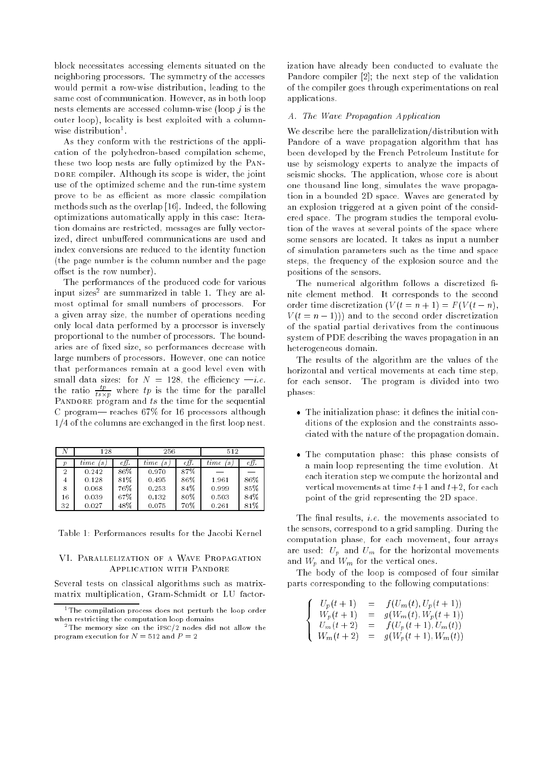block necessitates accessing elements situated on the neighboring processors. The symmetry of the accesses would permit a row-wise distribution, leading to the same cost of communication. However, as in both loop nests elements are accessed column-wise (loop $j$ is the outer loop), locality is best exploited with a column-wise distribution[1].

As they conform with the restrictions of the application of the polyhedron-based compilation scheme, these two loop nests are fully optimized by the PANDORE compiler. Although its scope is wider, the joint use of the optimized scheme and the run-time system prove to be as efficient as more classic compilation methods such as the overlap [16]. Indeed, the following optimizations automatically apply in this case: Iteration domains are restricted, messages are fully vectorized, direct unbuffered communications are used and index conversions are reduced to the identity function (the page number is the column number and the page offset is the row number).

The performances of the produced code for various input sizes[2] are summarized in table 1. They are almost optimal for small numbers of processors. For a given array size, the number of operations needing only local data performed by a processor is inversely proportional to the number of processors. The boundaries are of fixed size, so performances decrease with large numbers of processors. However, one can notice that performances remain at a good level even with small data sizes: for $N = 128$, the efficiency —*i.e.* the ratio $\frac{tp}{ts \times p}$ where $tp$ is the time for the parallel PANDORE program and $ts$ the time for the sequential C program— reaches 67% for 16 processors although 1/4 of the columns are exchanged in the first loop nest.

| $N$ | 128 | | 256 | | 512 | |
|---|---|---|---|---|---|---|
| $p$ | *time (s)* | *eff.* | *time (s)* | *eff.* | *time (s)* | *eff.* |
| 2 | 0.242 | 86% | 0.970 | 87% | — | — |
| 4 | 0.128 | 81% | 0.495 | 86% | 1.961 | 86% |
| 8 | 0.068 | 76% | 0.253 | 84% | 0.999 | 85% |
| 16 | 0.039 | 67% | 0.132 | 80% | 0.503 | 84% |
| 32 | 0.027 | 48% | 0.075 | 70% | 0.261 | 81% |

Table 1: Performances results for the Jacobi Kernel

## VI. Parallelization of a Wave Propagation Application with Pandore

Several tests on classical algorithms such as matrix-matrix multiplication, Gram-Schmidt or LU factorization have already been conducted to evaluate the Pandore compiler [2]; the next step of the validation of the compiler goes through experimentations on real applications.

### A. The Wave Propagation Application

We describe here the parallelization/distribution with Pandore of a wave propagation algorithm that has been developed by the French Petroleum Institute for use by seismology experts to analyze the impacts of seismic shocks. The application, whose core is about one thousand line long, simulates the wave propagation in a bounded 2D space. Waves are generated by an explosion triggered at a given point of the considered space. The program studies the temporal evolution of the waves at several points of the space where some sensors are located. It takes as input a number of simulation parameters such as the time and space steps, the frequency of the explosion source and the positions of the sensors.

The numerical algorithm follows a discretized finite element method. It corresponds to the second order time discretization ($V(t = n + 1) = F(V(t - n)$, $V(t = n - 1)))$ and to the second order discretization of the spatial partial derivatives from the continuous system of PDE describing the waves propagation in an heterogeneous domain.

The results of the algorithm are the values of the horizontal and vertical movements at each time step, for each sensor. The program is divided into two phases:

- The initialization phase: it defines the initial conditions of the explosion and the constraints associated with the nature of the propagation domain.
- The computation phase: this phase consists of a main loop representing the time evolution. At each iteration step we compute the horizontal and vertical movements at time $t+1$ and $t+2$, for each point of the grid representing the 2D space.

The final results, *i.e.* the movements associated to the sensors, correspond to a grid sampling. During the computation phase, for each movement, four arrays are used: $U_p$ and $U_m$ for the horizontal movements and $W_p$ and $W_m$ for the vertical ones.

The body of the loop is composed of four similar parts corresponding to the following computations:

$$\left\{ \begin{array}{lcl} U_p(t+1) & = & f(U_m(t), U_p(t+1)) \\ W_p(t+1) & = & g(W_m(t), W_p(t+1)) \\ U_m(t+2) & = & f(U_p(t+1), U_m(t)) \\ W_m(t+2) & = & g(W_p(t+1), W_m(t)) \end{array} \right.$$

[1] The compilation process does not perturb the loop order when restricting the computation loop domains

[2] The memory size on the iPSC/2 nodes did not allow the program execution for $N = 512$ and $P = 2$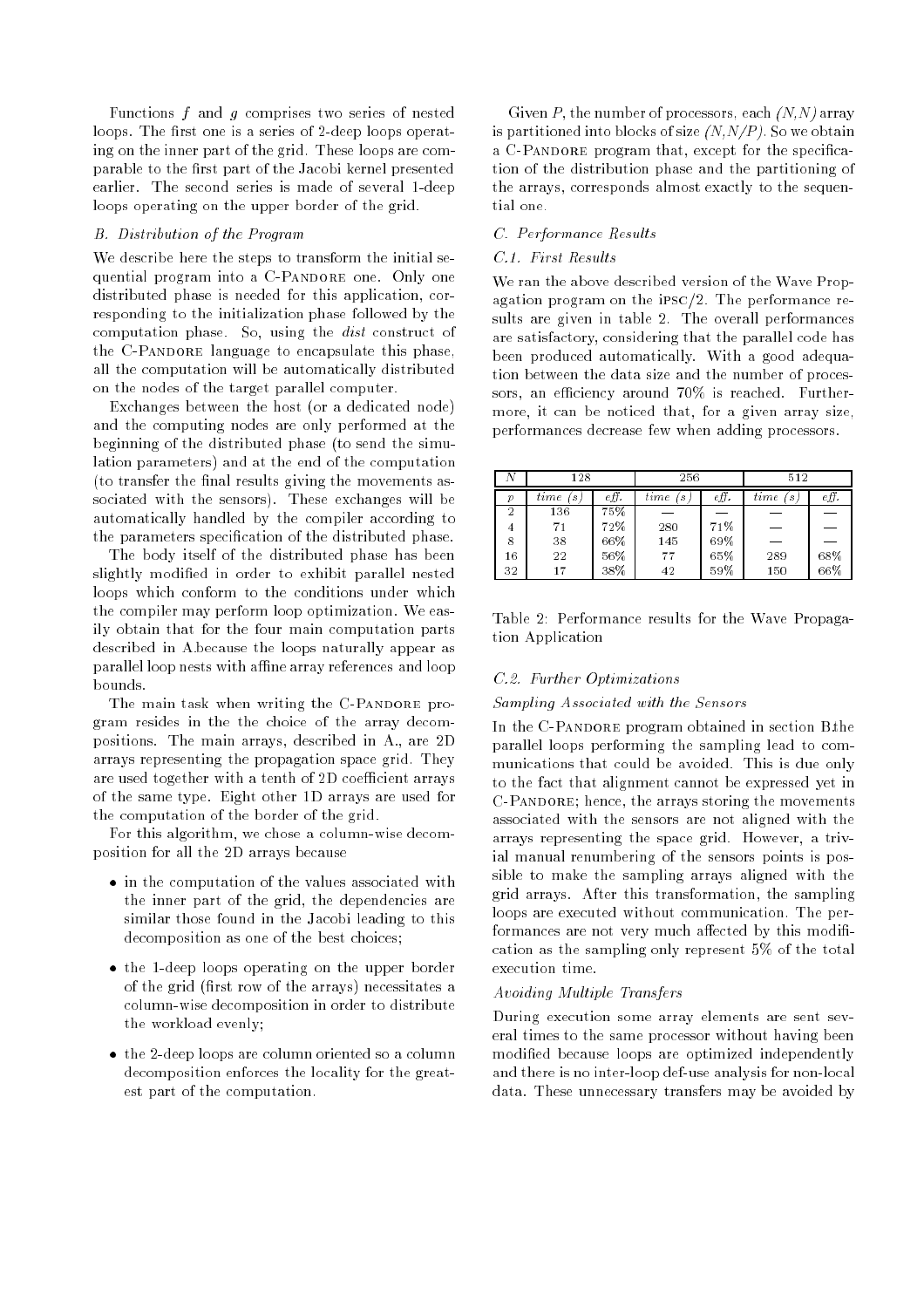Functions $f$ and $g$ comprises two series of nested loops. The first one is a series of 2-deep loops operating on the inner part of the grid. These loops are comparable to the first part of the Jacobi kernel presented earlier. The second series is made of several 1-deep loops operating on the upper border of the grid.

### *B. Distribution of the Program*

We describe here the steps to transform the initial sequential program into a C-PANDORE one. Only one distributed phase is needed for this application, corresponding to the initialization phase followed by the computation phase. So, using the *dist* construct of the C-PANDORE language to encapsulate this phase, all the computation will be automatically distributed on the nodes of the target parallel computer.

Exchanges between the host (or a dedicated node) and the computing nodes are only performed at the beginning of the distributed phase (to send the simulation parameters) and at the end of the computation (to transfer the final results giving the movements associated with the sensors). These exchanges will be automatically handled by the compiler according to the parameters specification of the distributed phase.

The body itself of the distributed phase has been slightly modified in order to exhibit parallel nested loops which conform to the conditions under which the compiler may perform loop optimization. We easily obtain that for the four main computation parts described in A.because the loops naturally appear as parallel loop nests with affine array references and loop bounds.

The main task when writing the C-PANDORE program resides in the the choice of the array decompositions. The main arrays, described in A., are 2D arrays representing the propagation space grid. They are used together with a tenth of 2D coefficient arrays of the same type. Eight other 1D arrays are used for the computation of the border of the grid.

For this algorithm, we chose a column-wise decomposition for all the 2D arrays because

- in the computation of the values associated with the inner part of the grid, the dependencies are similar those found in the Jacobi leading to this decomposition as one of the best choices;
- the 1-deep loops operating on the upper border of the grid (first row of the arrays) necessitates a column-wise decomposition in order to distribute the workload evenly;
- the 2-deep loops are column oriented so a column decomposition enforces the locality for the greatest part of the computation.

Given $P$, the number of processors, each $(N,N)$ array is partitioned into blocks of size $(N,N/P)$. So we obtain a C-PANDORE program that, except for the specification of the distribution phase and the partitioning of the arrays, corresponds almost exactly to the sequential one.

### *C. Performance Results*

#### *C.1. First Results*

We ran the above described version of the Wave Propagation program on the iPSC/2. The performance results are given in table 2. The overall performances are satisfactory, considering that the parallel code has been produced automatically. With a good adequation between the data size and the number of processors, an efficiency around 70% is reached. Furthermore, it can be noticed that, for a given array size, performances decrease few when adding processors.

| $N$ | 128 | | 256 | | 512 | |
|---|---|---|---|---|---|---|
| $p$ | *time (s)* | *eff.* | *time (s)* | *eff.* | *time (s)* | *eff.* |
| 2 | 136 | 75% | — | — | — | — |
| 4 | 71 | 72% | 280 | 71% | — | — |
| 8 | 38 | 66% | 145 | 69% | — | — |
| 16 | 22 | 56% | 77 | 65% | 289 | 68% |
| 32 | 17 | 38% | 42 | 59% | 150 | 66% |

Table 2: Performance results for the Wave Propagation Application

#### *C.2. Further Optimizations*

*Sampling Associated with the Sensors*

In the C-PANDORE program obtained in section B.the parallel loops performing the sampling lead to communications that could be avoided. This is due only to the fact that alignment cannot be expressed yet in C-PANDORE; hence, the arrays storing the movements associated with the sensors are not aligned with the arrays representing the space grid. However, a trivial manual renumbering of the sensors points is possible to make the sampling arrays aligned with the grid arrays. After this transformation, the sampling loops are executed without communication. The performances are not very much affected by this modification as the sampling only represent 5% of the total execution time.

*Avoiding Multiple Transfers*

During execution some array elements are sent several times to the same processor without having been modified because loops are optimized independently and there is no inter-loop def-use analysis for non-local data. These unnecessary transfers may be avoided by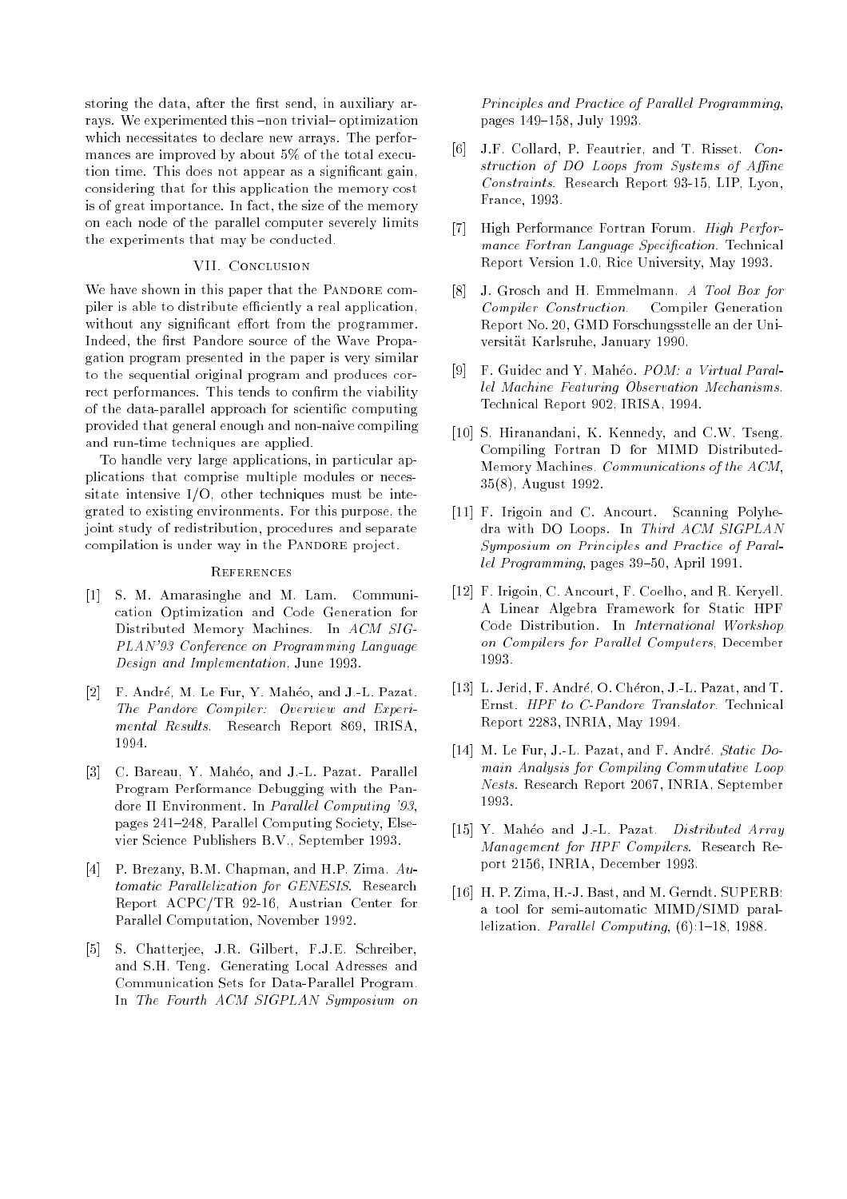storing the data, after the first send, in auxiliary arrays. We experimented this –non trivial– optimization which necessitates to declare new arrays. The performances are improved by about 5% of the total execution time. This does not appear as a significant gain, considering that for this application the memory cost is of great importance. In fact, the size of the memory on each node of the parallel computer severely limits the experiments that may be conducted.

## VII. Conclusion

We have shown in this paper that the Pandore compiler is able to distribute efficiently a real application, without any significant effort from the programmer. Indeed, the first Pandore source of the Wave Propagation program presented in the paper is very similar to the sequential original program and produces correct performances. This tends to confirm the viability of the data-parallel approach for scientific computing provided that general enough and non-naive compiling and run-time techniques are applied.

To handle very large applications, in particular applications that comprise multiple modules or necessitate intensive I/O, other techniques must be integrated to existing environments. For this purpose, the joint study of redistribution, procedures and separate compilation is under way in the Pandore project.

## References

[1] S. M. Amarasinghe and M. Lam. Communication Optimization and Code Generation for Distributed Memory Machines. In *ACM SIGPLAN'93 Conference on Programming Language Design and Implementation*, June 1993.

[2] F. André, M. Le Fur, Y. Mahéo, and J.-L. Pazat. *The Pandore Compiler: Overview and Experimental Results*. Research Report 869, IRISA, 1994.

[3] C. Bareau, Y. Mahéo, and J.-L. Pazat. Parallel Program Performance Debugging with the Pandore II Environment. In *Parallel Computing '93*, pages 241–248, Parallel Computing Society, Elsevier Science Publishers B.V., September 1993.

[4] P. Brezany, B.M. Chapman, and H.P. Zima. *Automatic Parallelization for GENESIS*. Research Report ACPC/TR 92-16, Austrian Center for Parallel Computation, November 1992.

[5] S. Chatterjee, J.R. Gilbert, F.J.E. Schreiber, and S.H. Teng. Generating Local Adresses and Communication Sets for Data-Parallel Program. In *The Fourth ACM SIGPLAN Symposium on Principles and Practice of Parallel Programming*, pages 149–158, July 1993.

[6] J.F. Collard, P. Feautrier, and T. Risset. *Construction of DO Loops from Systems of Affine Constraints*. Research Report 93-15, LIP, Lyon, France, 1993.

[7] High Performance Fortran Forum. *High Performance Fortran Language Specification*. Technical Report Version 1.0, Rice University, May 1993.

[8] J. Grosch and H. Emmelmann. *A Tool Box for Compiler Construction*. Compiler Generation Report No. 20, GMD Forschungsstelle an der Universität Karlsruhe, January 1990.

[9] F. Guidec and Y. Mahéo. *POM: a Virtual Parallel Machine Featuring Observation Mechanisms*. Technical Report 902, IRISA, 1994.

[10] S. Hiranandani, K. Kennedy, and C.W. Tseng. Compiling Fortran D for MIMD Distributed-Memory Machines. *Communications of the ACM*, 35(8), August 1992.

[11] F. Irigoin and C. Ancourt. Scanning Polyhedra with DO Loops. In *Third ACM SIGPLAN Symposium on Principles and Practice of Parallel Programming*, pages 39–50, April 1991.

[12] F. Irigoin, C. Ancourt, F. Coelho, and R. Keryell. A Linear Algebra Framework for Static HPF Code Distribution. In *International Workshop on Compilers for Parallel Computers*, December 1993.

[13] L. Jerid, F. André, O. Chéron, J.-L. Pazat, and T. Ernst. *HPF to C-Pandore Translator*. Technical Report 2283, INRIA, May 1994.

[14] M. Le Fur, J.-L. Pazat, and F. André. *Static Domain Analysis for Compiling Commutative Loop Nests*. Research Report 2067, INRIA, September 1993.

[15] Y. Mahéo and J.-L. Pazat. *Distributed Array Management for HPF Compilers*. Research Report 2156, INRIA, December 1993.

[16] H. P. Zima, H.-J. Bast, and M. Gerndt. SUPERB: a tool for semi-automatic MIMD/SIMD parallelization. *Parallel Computing*, (6):1–18, 1988.